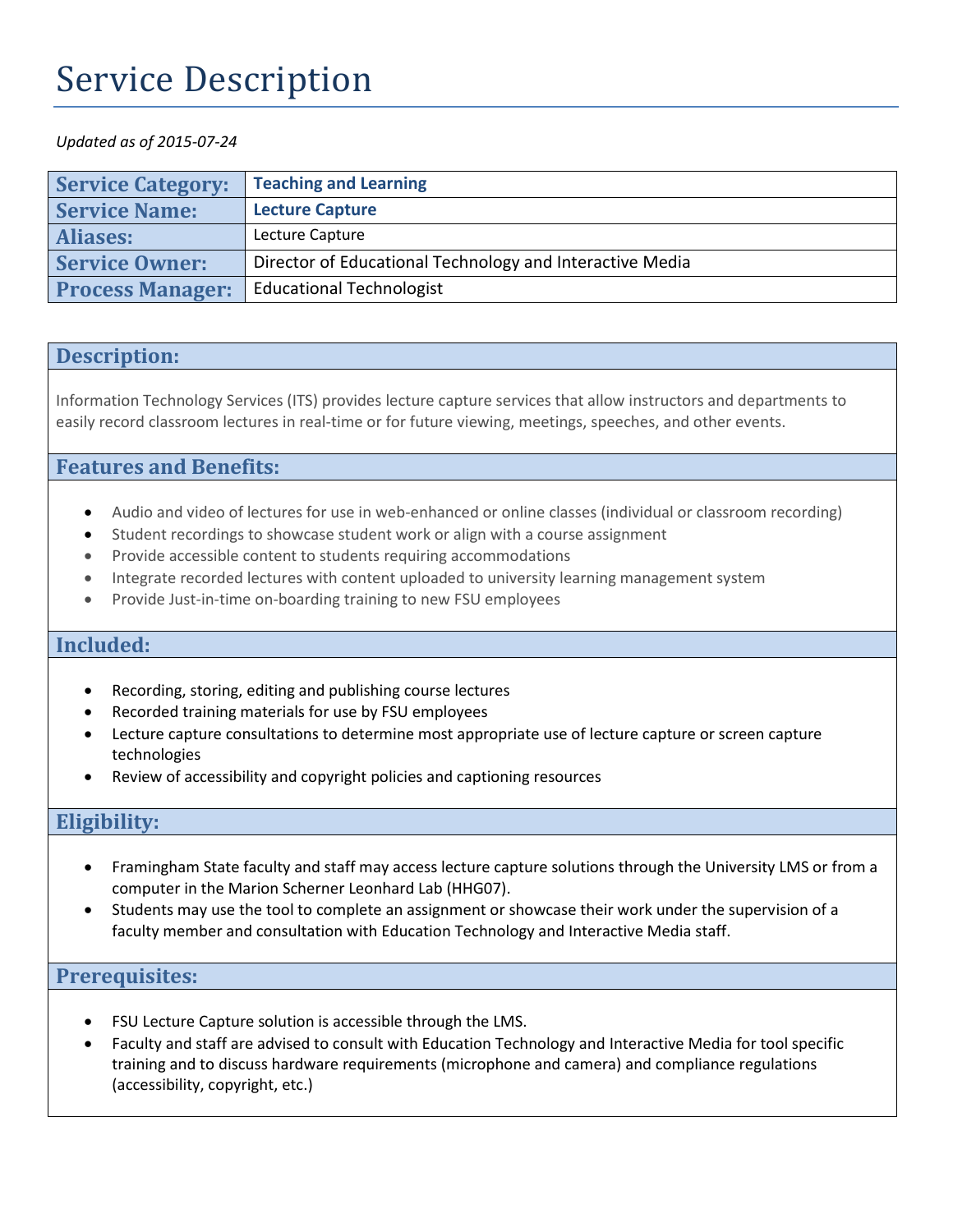# Service Description

*Updated as of 2015-07-24*

| Service Category: | **Teaching and Learning** |
|---|---|
| Service Name: | **Lecture Capture** |
| Aliases: | Lecture Capture |
| Service Owner: | Director of Educational Technology and Interactive Media |
| Process Manager: | Educational Technologist |

## Description:

Information Technology Services (ITS) provides lecture capture services that allow instructors and departments to easily record classroom lectures in real-time or for future viewing, meetings, speeches, and other events.

## Features and Benefits:

- Audio and video of lectures for use in web-enhanced or online classes (individual or classroom recording)
- Student recordings to showcase student work or align with a course assignment
- Provide accessible content to students requiring accommodations
- Integrate recorded lectures with content uploaded to university learning management system
- Provide Just-in-time on-boarding training to new FSU employees

## Included:

- Recording, storing, editing and publishing course lectures
- Recorded training materials for use by FSU employees
- Lecture capture consultations to determine most appropriate use of lecture capture or screen capture technologies
- Review of accessibility and copyright policies and captioning resources

## Eligibility:

- Framingham State faculty and staff may access lecture capture solutions through the University LMS or from a computer in the Marion Scherner Leonhard Lab (HHG07).
- Students may use the tool to complete an assignment or showcase their work under the supervision of a faculty member and consultation with Education Technology and Interactive Media staff.

## Prerequisites:

- FSU Lecture Capture solution is accessible through the LMS.
- Faculty and staff are advised to consult with Education Technology and Interactive Media for tool specific training and to discuss hardware requirements (microphone and camera) and compliance regulations (accessibility, copyright, etc.)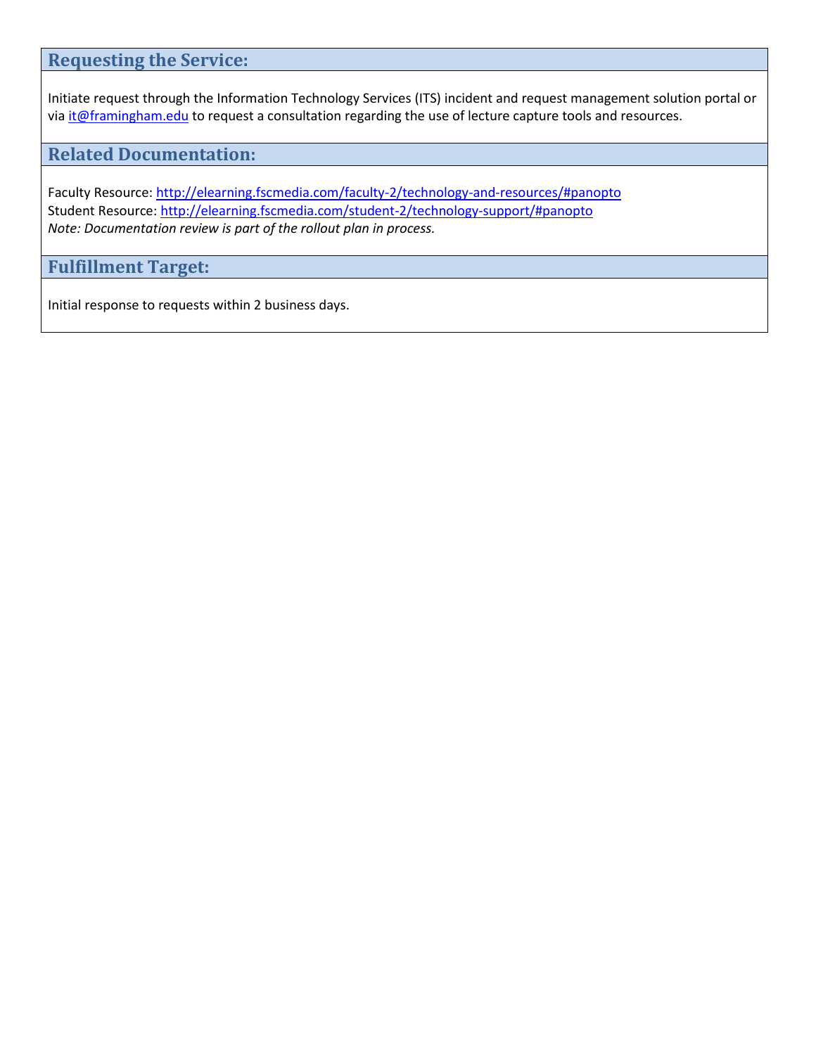## Requesting the Service:

Initiate request through the Information Technology Services (ITS) incident and request management solution portal or via [it@framingham.edu](mailto:it@framingham.edu) to request a consultation regarding the use of lecture capture tools and resources.

## Related Documentation:

Faculty Resource: [http://elearning.fscmedia.com/faculty-2/technology-and-resources/#panopto](http://elearning.fscmedia.com/faculty-2/technology-and-resources/#panopto)
Student Resource: [http://elearning.fscmedia.com/student-2/technology-support/#panopto](http://elearning.fscmedia.com/student-2/technology-support/#panopto)
*Note: Documentation review is part of the rollout plan in process.*

## Fulfillment Target:

Initial response to requests within 2 business days.